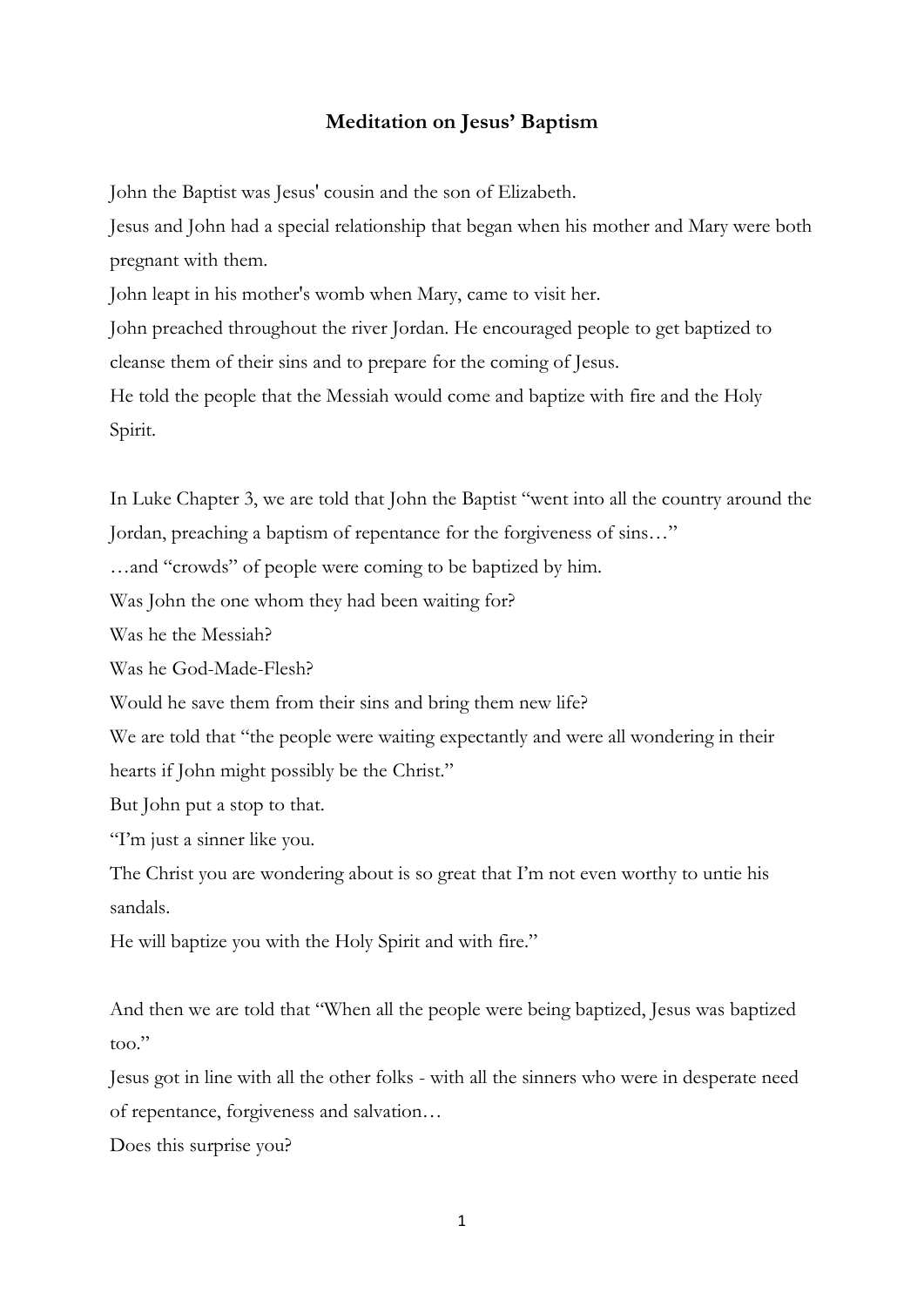# Meditation on Jesus' Baptism

John the Baptist was Jesus' cousin and the son of Elizabeth.
Jesus and John had a special relationship that began when his mother and Mary were both pregnant with them.
John leapt in his mother's womb when Mary, came to visit her.
John preached throughout the river Jordan. He encouraged people to get baptized to cleanse them of their sins and to prepare for the coming of Jesus.
He told the people that the Messiah would come and baptize with fire and the Holy Spirit.

In Luke Chapter 3, we are told that John the Baptist "went into all the country around the Jordan, preaching a baptism of repentance for the forgiveness of sins…"
…and "crowds" of people were coming to be baptized by him.
Was John the one whom they had been waiting for?
Was he the Messiah?
Was he God-Made-Flesh?
Would he save them from their sins and bring them new life?
We are told that "the people were waiting expectantly and were all wondering in their hearts if John might possibly be the Christ."
But John put a stop to that.
"I'm just a sinner like you.
The Christ you are wondering about is so great that I'm not even worthy to untie his sandals.
He will baptize you with the Holy Spirit and with fire."

And then we are told that "When all the people were being baptized, Jesus was baptized too."
Jesus got in line with all the other folks - with all the sinners who were in desperate need of repentance, forgiveness and salvation…
Does this surprise you?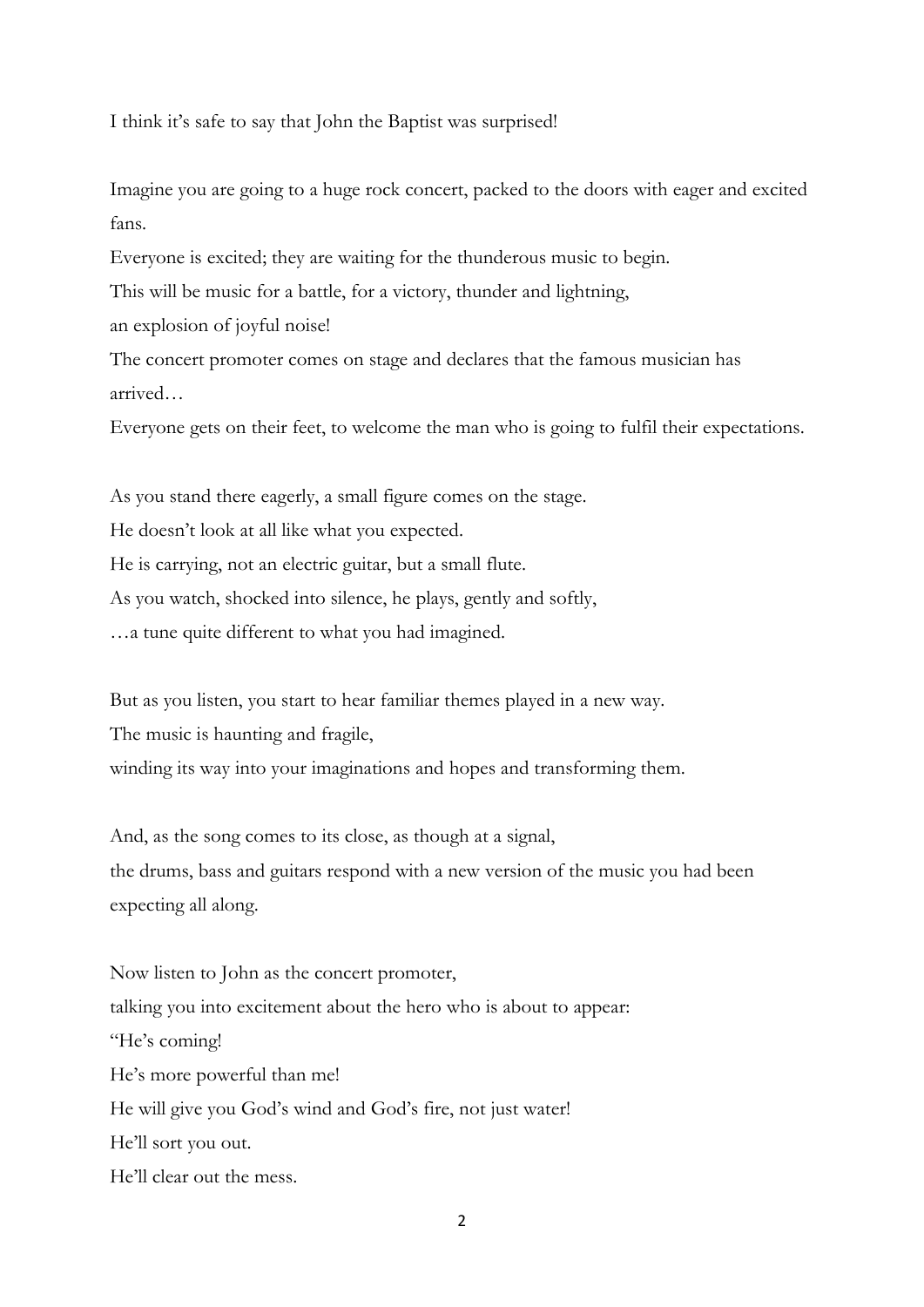I think it's safe to say that John the Baptist was surprised!

Imagine you are going to a huge rock concert, packed to the doors with eager and excited fans.
Everyone is excited; they are waiting for the thunderous music to begin.
This will be music for a battle, for a victory, thunder and lightning,
an explosion of joyful noise!
The concert promoter comes on stage and declares that the famous musician has arrived…
Everyone gets on their feet, to welcome the man who is going to fulfil their expectations.

As you stand there eagerly, a small figure comes on the stage.
He doesn't look at all like what you expected.
He is carrying, not an electric guitar, but a small flute.
As you watch, shocked into silence, he plays, gently and softly,
…a tune quite different to what you had imagined.

But as you listen, you start to hear familiar themes played in a new way.
The music is haunting and fragile,
winding its way into your imaginations and hopes and transforming them.

And, as the song comes to its close, as though at a signal,
the drums, bass and guitars respond with a new version of the music you had been expecting all along.

Now listen to John as the concert promoter,
talking you into excitement about the hero who is about to appear:
"He's coming!
He's more powerful than me!
He will give you God's wind and God's fire, not just water!
He'll sort you out.
He'll clear out the mess.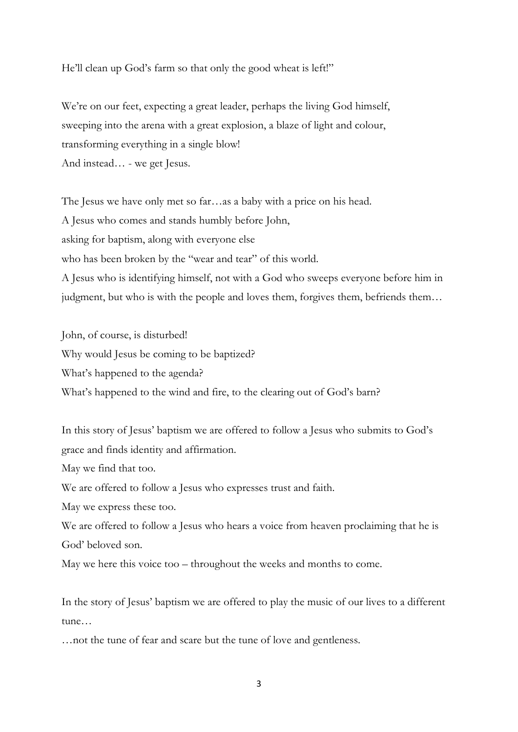He'll clean up God's farm so that only the good wheat is left!"

We're on our feet, expecting a great leader, perhaps the living God himself,
sweeping into the arena with a great explosion, a blaze of light and colour,
transforming everything in a single blow!
And instead… - we get Jesus.

The Jesus we have only met so far…as a baby with a price on his head.
A Jesus who comes and stands humbly before John,
asking for baptism, along with everyone else
who has been broken by the "wear and tear" of this world.
A Jesus who is identifying himself, not with a God who sweeps everyone before him in judgment, but who is with the people and loves them, forgives them, befriends them…

John, of course, is disturbed!
Why would Jesus be coming to be baptized?
What's happened to the agenda?
What's happened to the wind and fire, to the clearing out of God's barn?

In this story of Jesus' baptism we are offered to follow a Jesus who submits to God's grace and finds identity and affirmation.
May we find that too.
We are offered to follow a Jesus who expresses trust and faith.
May we express these too.
We are offered to follow a Jesus who hears a voice from heaven proclaiming that he is God' beloved son.
May we here this voice too – throughout the weeks and months to come.

In the story of Jesus' baptism we are offered to play the music of our lives to a different tune…
…not the tune of fear and scare but the tune of love and gentleness.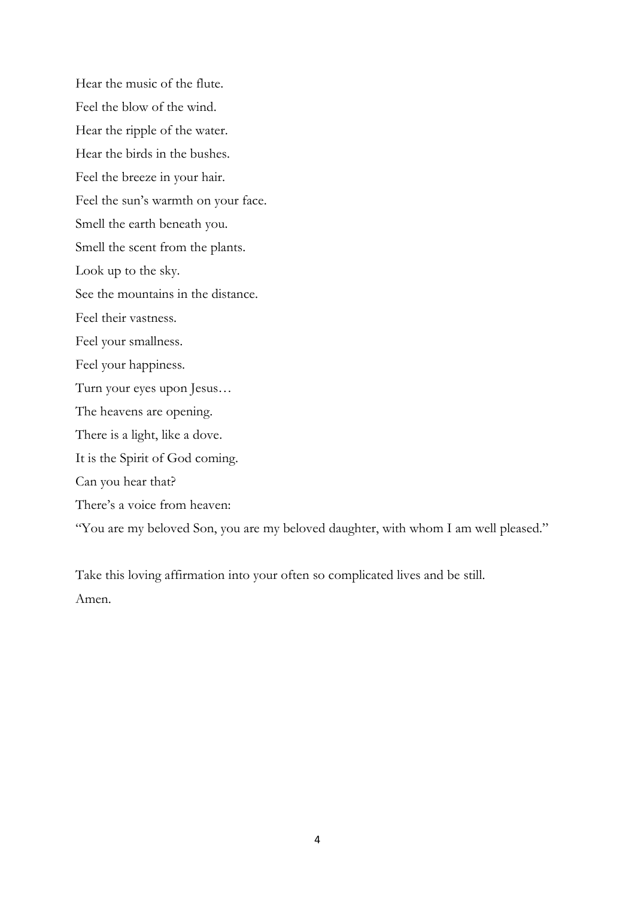Hear the music of the flute.

Feel the blow of the wind.

Hear the ripple of the water.

Hear the birds in the bushes.

Feel the breeze in your hair.

Feel the sun's warmth on your face.

Smell the earth beneath you.

Smell the scent from the plants.

Look up to the sky.

See the mountains in the distance.

Feel their vastness.

Feel your smallness.

Feel your happiness.

Turn your eyes upon Jesus…

The heavens are opening.

There is a light, like a dove.

It is the Spirit of God coming.

Can you hear that?

There's a voice from heaven:

"You are my beloved Son, you are my beloved daughter, with whom I am well pleased."

Take this loving affirmation into your often so complicated lives and be still.

Amen.